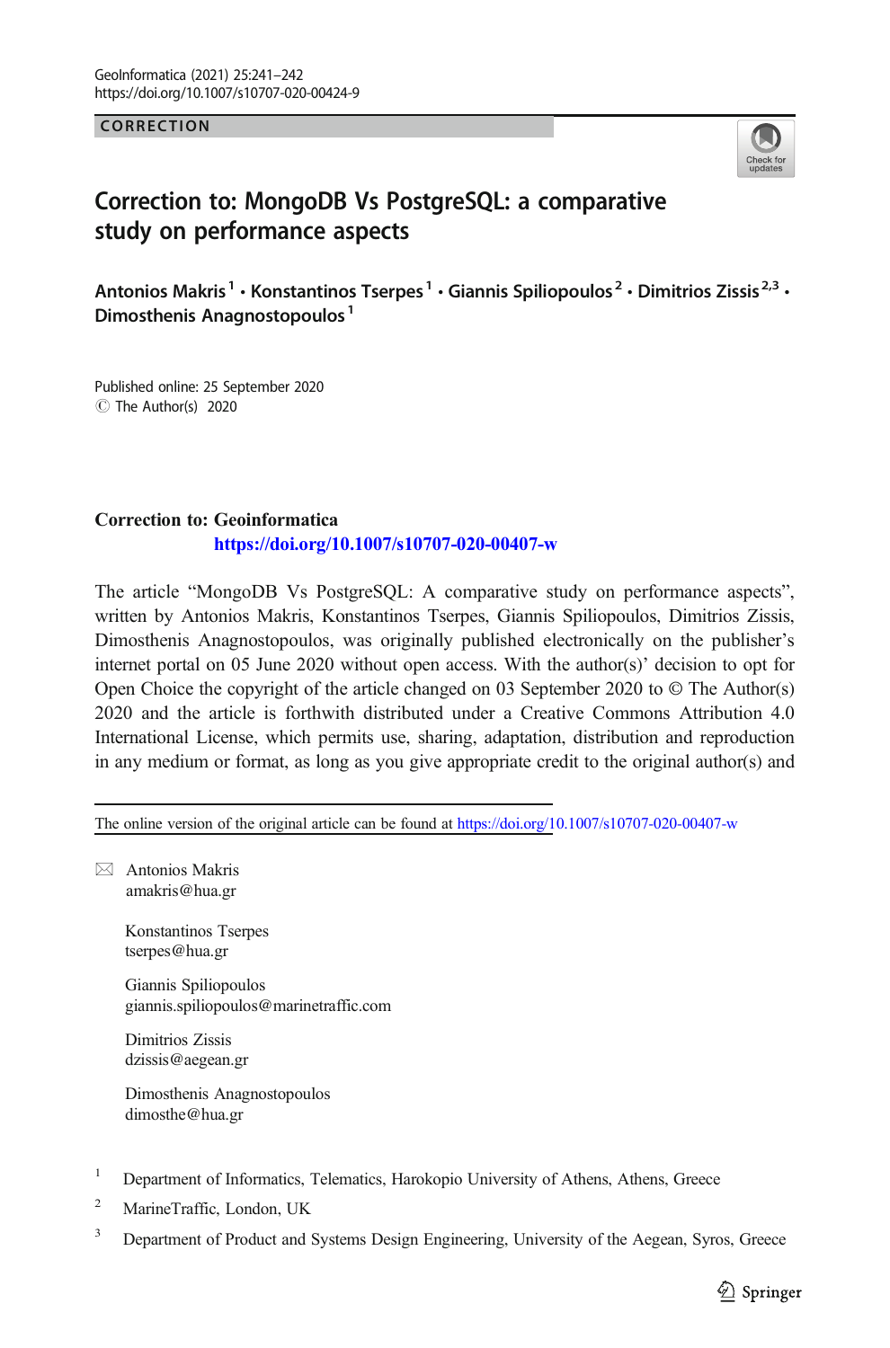CORRECTION

# Correction to: MongoDB Vs PostgreSQL: a comparative study on performance aspects

**Antonios Makris[1] · Konstantinos Tserpes[1] · Giannis Spiliopoulos[2] · Dimitrios Zissis[2,3] · Dimosthenis Anagnostopoulos[1]**

Published online: 25 September 2020
© The Author(s) 2020

**Correction to: Geoinformatica**
**https://doi.org/10.1007/s10707-020-00407-w**

The article "MongoDB Vs PostgreSQL: A comparative study on performance aspects", written by Antonios Makris, Konstantinos Tserpes, Giannis Spiliopoulos, Dimitrios Zissis, Dimosthenis Anagnostopoulos, was originally published electronically on the publisher's internet portal on 05 June 2020 without open access. With the author(s)' decision to opt for Open Choice the copyright of the article changed on 03 September 2020 to © The Author(s) 2020 and the article is forthwith distributed under a Creative Commons Attribution 4.0 International License, which permits use, sharing, adaptation, distribution and reproduction in any medium or format, as long as you give appropriate credit to the original author(s) and

---

The online version of the original article can be found at https://doi.org/10.1007/s10707-020-00407-w

✉ Antonios Makris
amakris@hua.gr

Konstantinos Tserpes
tserpes@hua.gr

Giannis Spiliopoulos
giannis.spiliopoulos@marinetraffic.com

Dimitrios Zissis
dzissis@aegean.gr

Dimosthenis Anagnostopoulos
dimosthe@hua.gr

[1] Department of Informatics, Telematics, Harokopio University of Athens, Athens, Greece

[2] MarineTraffic, London, UK

[3] Department of Product and Systems Design Engineering, University of the Aegean, Syros, Greece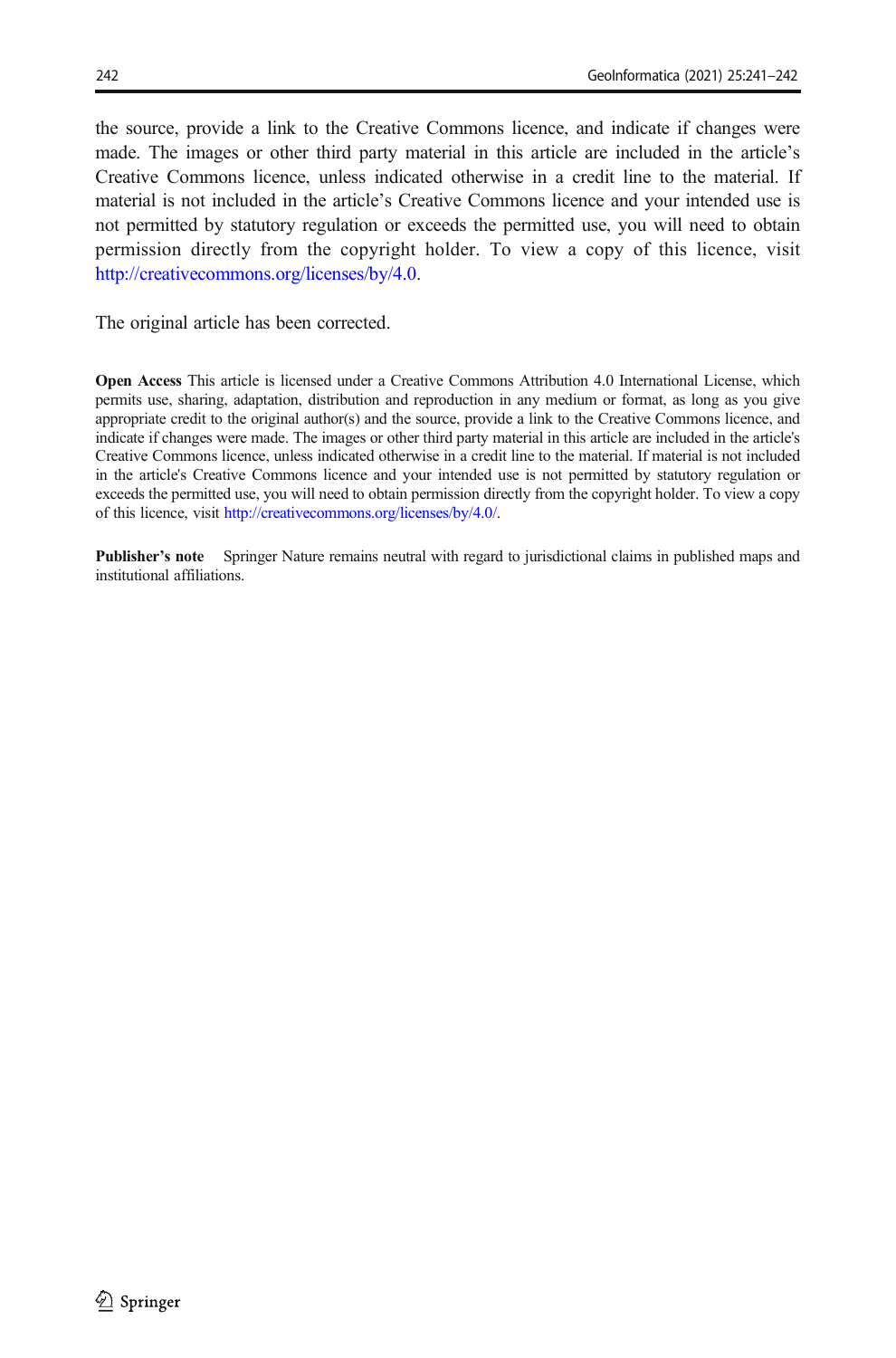the source, provide a link to the Creative Commons licence, and indicate if changes were made. The images or other third party material in this article are included in the article's Creative Commons licence, unless indicated otherwise in a credit line to the material. If material is not included in the article's Creative Commons licence and your intended use is not permitted by statutory regulation or exceeds the permitted use, you will need to obtain permission directly from the copyright holder. To view a copy of this licence, visit http://creativecommons.org/licenses/by/4.0.

The original article has been corrected.

**Open Access** This article is licensed under a Creative Commons Attribution 4.0 International License, which permits use, sharing, adaptation, distribution and reproduction in any medium or format, as long as you give appropriate credit to the original author(s) and the source, provide a link to the Creative Commons licence, and indicate if changes were made. The images or other third party material in this article are included in the article's Creative Commons licence, unless indicated otherwise in a credit line to the material. If material is not included in the article's Creative Commons licence and your intended use is not permitted by statutory regulation or exceeds the permitted use, you will need to obtain permission directly from the copyright holder. To view a copy of this licence, visit http://creativecommons.org/licenses/by/4.0/.

**Publisher's note** Springer Nature remains neutral with regard to jurisdictional claims in published maps and institutional affiliations.